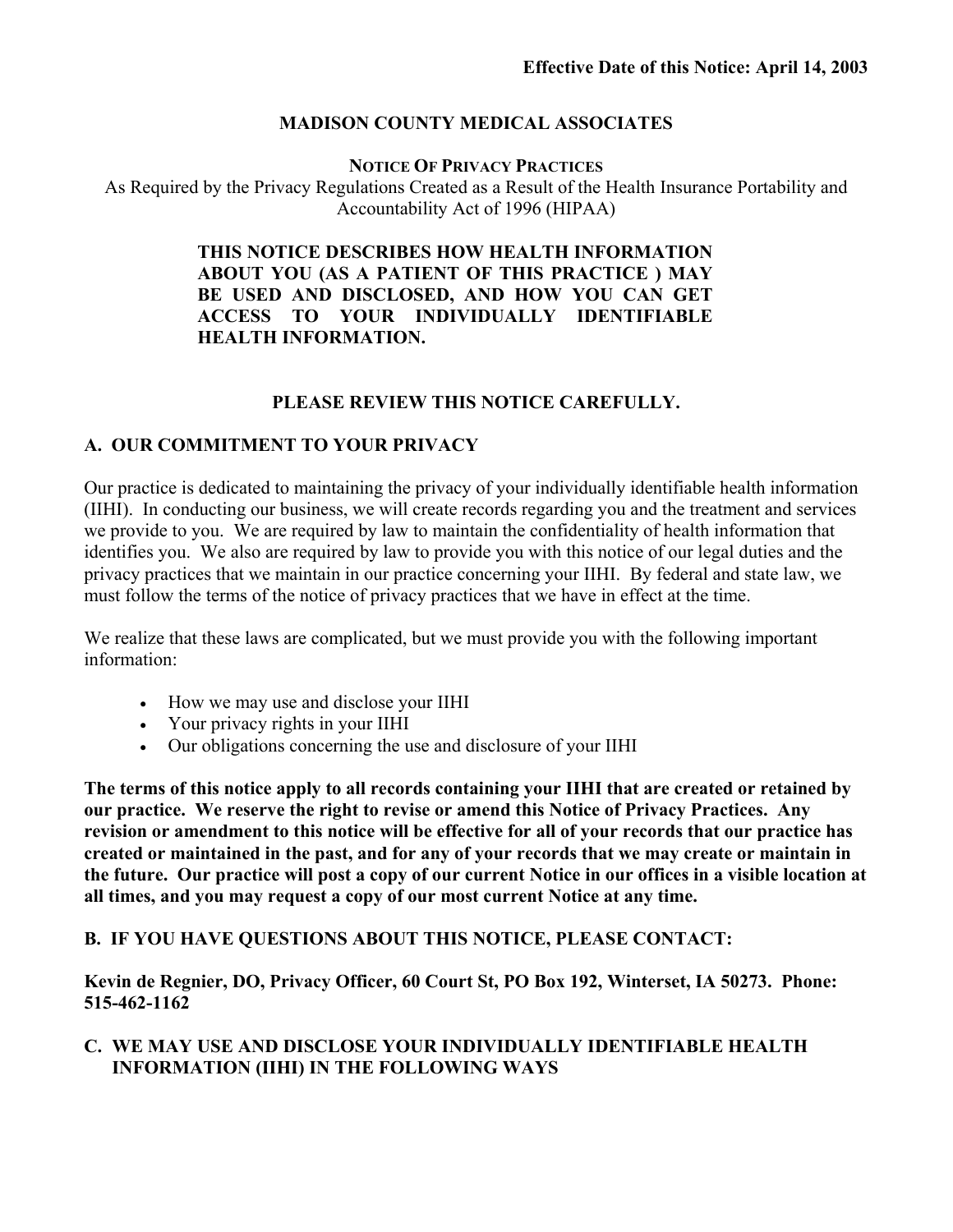**Effective Date of this Notice: April 14, 2003**

# MADISON COUNTY MEDICAL ASSOCIATES

## NOTICE OF PRIVACY PRACTICES

As Required by the Privacy Regulations Created as a Result of the Health Insurance Portability and Accountability Act of 1996 (HIPAA)

**THIS NOTICE DESCRIBES HOW HEALTH INFORMATION ABOUT YOU (AS A PATIENT OF THIS PRACTICE ) MAY BE USED AND DISCLOSED, AND HOW YOU CAN GET ACCESS TO YOUR INDIVIDUALLY IDENTIFIABLE HEALTH INFORMATION.**

**PLEASE REVIEW THIS NOTICE CAREFULLY.**

## A. OUR COMMITMENT TO YOUR PRIVACY

Our practice is dedicated to maintaining the privacy of your individually identifiable health information (IIHI). In conducting our business, we will create records regarding you and the treatment and services we provide to you. We are required by law to maintain the confidentiality of health information that identifies you. We also are required by law to provide you with this notice of our legal duties and the privacy practices that we maintain in our practice concerning your IIHI. By federal and state law, we must follow the terms of the notice of privacy practices that we have in effect at the time.

We realize that these laws are complicated, but we must provide you with the following important information:

- How we may use and disclose your IIHI
- Your privacy rights in your IIHI
- Our obligations concerning the use and disclosure of your IIHI

**The terms of this notice apply to all records containing your IIHI that are created or retained by our practice. We reserve the right to revise or amend this Notice of Privacy Practices. Any revision or amendment to this notice will be effective for all of your records that our practice has created or maintained in the past, and for any of your records that we may create or maintain in the future. Our practice will post a copy of our current Notice in our offices in a visible location at all times, and you may request a copy of our most current Notice at any time.**

## B. IF YOU HAVE QUESTIONS ABOUT THIS NOTICE, PLEASE CONTACT:

**Kevin de Regnier, DO, Privacy Officer, 60 Court St, PO Box 192, Winterset, IA 50273. Phone: 515-462-1162**

## C. WE MAY USE AND DISCLOSE YOUR INDIVIDUALLY IDENTIFIABLE HEALTH INFORMATION (IIHI) IN THE FOLLOWING WAYS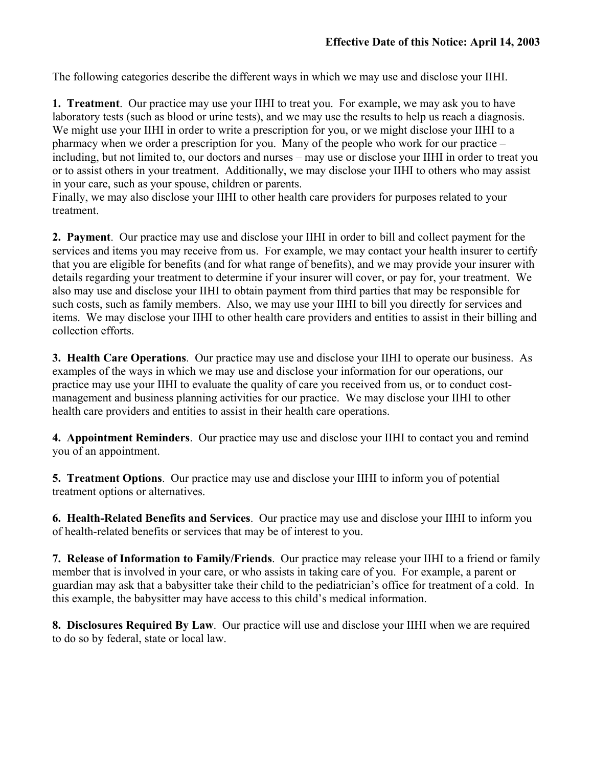**Effective Date of this Notice: April 14, 2003**

The following categories describe the different ways in which we may use and disclose your IIHI.

**1. Treatment**. Our practice may use your IIHI to treat you. For example, we may ask you to have laboratory tests (such as blood or urine tests), and we may use the results to help us reach a diagnosis. We might use your IIHI in order to write a prescription for you, or we might disclose your IIHI to a pharmacy when we order a prescription for you. Many of the people who work for our practice – including, but not limited to, our doctors and nurses – may use or disclose your IIHI in order to treat you or to assist others in your treatment. Additionally, we may disclose your IIHI to others who may assist in your care, such as your spouse, children or parents.
Finally, we may also disclose your IIHI to other health care providers for purposes related to your treatment.

**2. Payment**. Our practice may use and disclose your IIHI in order to bill and collect payment for the services and items you may receive from us. For example, we may contact your health insurer to certify that you are eligible for benefits (and for what range of benefits), and we may provide your insurer with details regarding your treatment to determine if your insurer will cover, or pay for, your treatment. We also may use and disclose your IIHI to obtain payment from third parties that may be responsible for such costs, such as family members. Also, we may use your IIHI to bill you directly for services and items. We may disclose your IIHI to other health care providers and entities to assist in their billing and collection efforts.

**3. Health Care Operations**. Our practice may use and disclose your IIHI to operate our business. As examples of the ways in which we may use and disclose your information for our operations, our practice may use your IIHI to evaluate the quality of care you received from us, or to conduct cost-management and business planning activities for our practice. We may disclose your IIHI to other health care providers and entities to assist in their health care operations.

**4. Appointment Reminders**. Our practice may use and disclose your IIHI to contact you and remind you of an appointment.

**5. Treatment Options**. Our practice may use and disclose your IIHI to inform you of potential treatment options or alternatives.

**6. Health-Related Benefits and Services**. Our practice may use and disclose your IIHI to inform you of health-related benefits or services that may be of interest to you.

**7. Release of Information to Family/Friends**. Our practice may release your IIHI to a friend or family member that is involved in your care, or who assists in taking care of you. For example, a parent or guardian may ask that a babysitter take their child to the pediatrician's office for treatment of a cold. In this example, the babysitter may have access to this child's medical information.

**8. Disclosures Required By Law**. Our practice will use and disclose your IIHI when we are required to do so by federal, state or local law.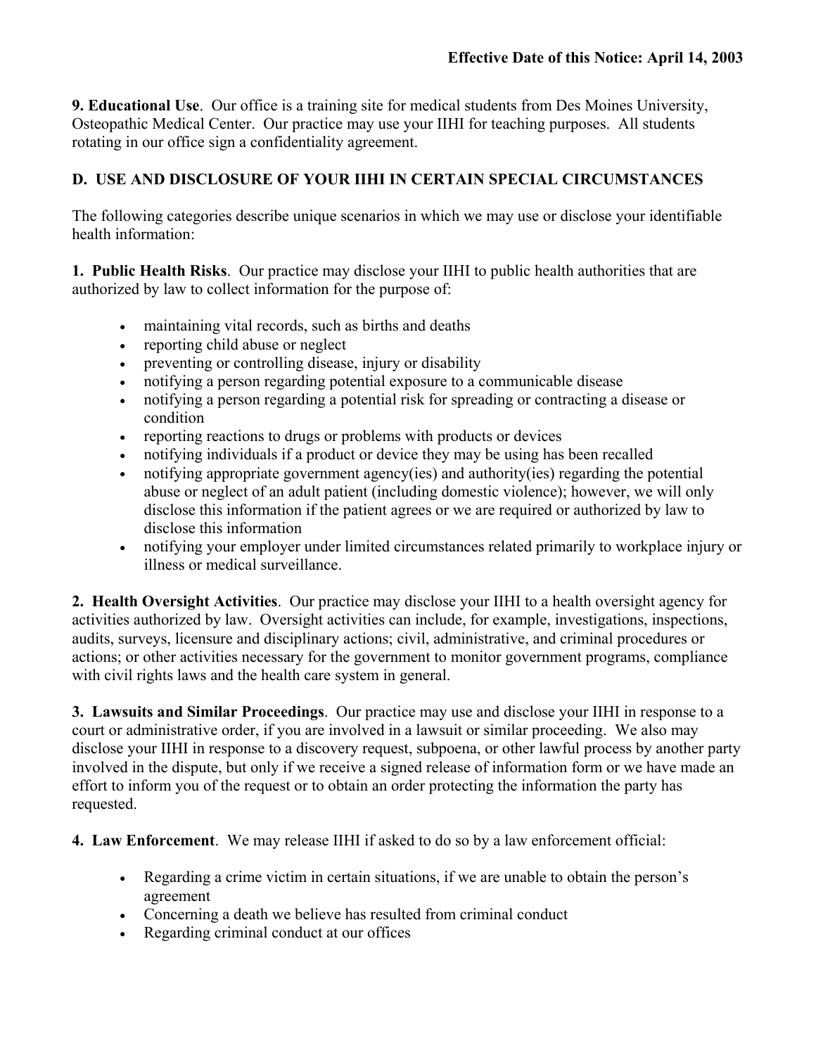**Effective Date of this Notice: April 14, 2003**

**9. Educational Use**. Our office is a training site for medical students from Des Moines University, Osteopathic Medical Center. Our practice may use your IIHI for teaching purposes. All students rotating in our office sign a confidentiality agreement.

## D. USE AND DISCLOSURE OF YOUR IIHI IN CERTAIN SPECIAL CIRCUMSTANCES

The following categories describe unique scenarios in which we may use or disclose your identifiable health information:

**1. Public Health Risks**. Our practice may disclose your IIHI to public health authorities that are authorized by law to collect information for the purpose of:

- maintaining vital records, such as births and deaths
- reporting child abuse or neglect
- preventing or controlling disease, injury or disability
- notifying a person regarding potential exposure to a communicable disease
- notifying a person regarding a potential risk for spreading or contracting a disease or condition
- reporting reactions to drugs or problems with products or devices
- notifying individuals if a product or device they may be using has been recalled
- notifying appropriate government agency(ies) and authority(ies) regarding the potential abuse or neglect of an adult patient (including domestic violence); however, we will only disclose this information if the patient agrees or we are required or authorized by law to disclose this information
- notifying your employer under limited circumstances related primarily to workplace injury or illness or medical surveillance.

**2. Health Oversight Activities**. Our practice may disclose your IIHI to a health oversight agency for activities authorized by law. Oversight activities can include, for example, investigations, inspections, audits, surveys, licensure and disciplinary actions; civil, administrative, and criminal procedures or actions; or other activities necessary for the government to monitor government programs, compliance with civil rights laws and the health care system in general.

**3. Lawsuits and Similar Proceedings**. Our practice may use and disclose your IIHI in response to a court or administrative order, if you are involved in a lawsuit or similar proceeding. We also may disclose your IIHI in response to a discovery request, subpoena, or other lawful process by another party involved in the dispute, but only if we receive a signed release of information form or we have made an effort to inform you of the request or to obtain an order protecting the information the party has requested.

**4. Law Enforcement**. We may release IIHI if asked to do so by a law enforcement official:

- Regarding a crime victim in certain situations, if we are unable to obtain the person's agreement
- Concerning a death we believe has resulted from criminal conduct
- Regarding criminal conduct at our offices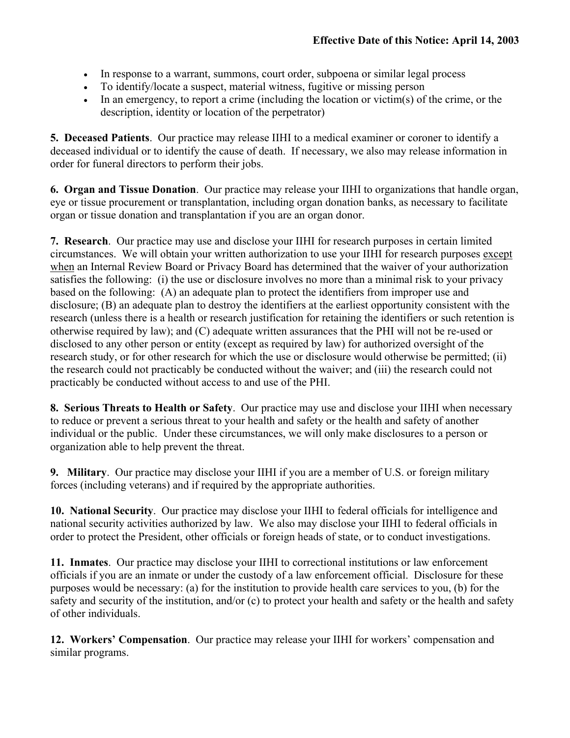- In response to a warrant, summons, court order, subpoena or similar legal process
- To identify/locate a suspect, material witness, fugitive or missing person
- In an emergency, to report a crime (including the location or victim(s) of the crime, or the description, identity or location of the perpetrator)

**5. Deceased Patients**. Our practice may release IIHI to a medical examiner or coroner to identify a deceased individual or to identify the cause of death. If necessary, we also may release information in order for funeral directors to perform their jobs.

**6. Organ and Tissue Donation**. Our practice may release your IIHI to organizations that handle organ, eye or tissue procurement or transplantation, including organ donation banks, as necessary to facilitate organ or tissue donation and transplantation if you are an organ donor.

**7. Research**. Our practice may use and disclose your IIHI for research purposes in certain limited circumstances. We will obtain your written authorization to use your IIHI for research purposes except when an Internal Review Board or Privacy Board has determined that the waiver of your authorization satisfies the following: (i) the use or disclosure involves no more than a minimal risk to your privacy based on the following: (A) an adequate plan to protect the identifiers from improper use and disclosure; (B) an adequate plan to destroy the identifiers at the earliest opportunity consistent with the research (unless there is a health or research justification for retaining the identifiers or such retention is otherwise required by law); and (C) adequate written assurances that the PHI will not be re-used or disclosed to any other person or entity (except as required by law) for authorized oversight of the research study, or for other research for which the use or disclosure would otherwise be permitted; (ii) the research could not practicably be conducted without the waiver; and (iii) the research could not practicably be conducted without access to and use of the PHI.

**8. Serious Threats to Health or Safety**. Our practice may use and disclose your IIHI when necessary to reduce or prevent a serious threat to your health and safety or the health and safety of another individual or the public. Under these circumstances, we will only make disclosures to a person or organization able to help prevent the threat.

**9. Military**. Our practice may disclose your IIHI if you are a member of U.S. or foreign military forces (including veterans) and if required by the appropriate authorities.

**10. National Security**. Our practice may disclose your IIHI to federal officials for intelligence and national security activities authorized by law. We also may disclose your IIHI to federal officials in order to protect the President, other officials or foreign heads of state, or to conduct investigations.

**11. Inmates**. Our practice may disclose your IIHI to correctional institutions or law enforcement officials if you are an inmate or under the custody of a law enforcement official. Disclosure for these purposes would be necessary: (a) for the institution to provide health care services to you, (b) for the safety and security of the institution, and/or (c) to protect your health and safety or the health and safety of other individuals.

**12. Workers' Compensation**. Our practice may release your IIHI for workers' compensation and similar programs.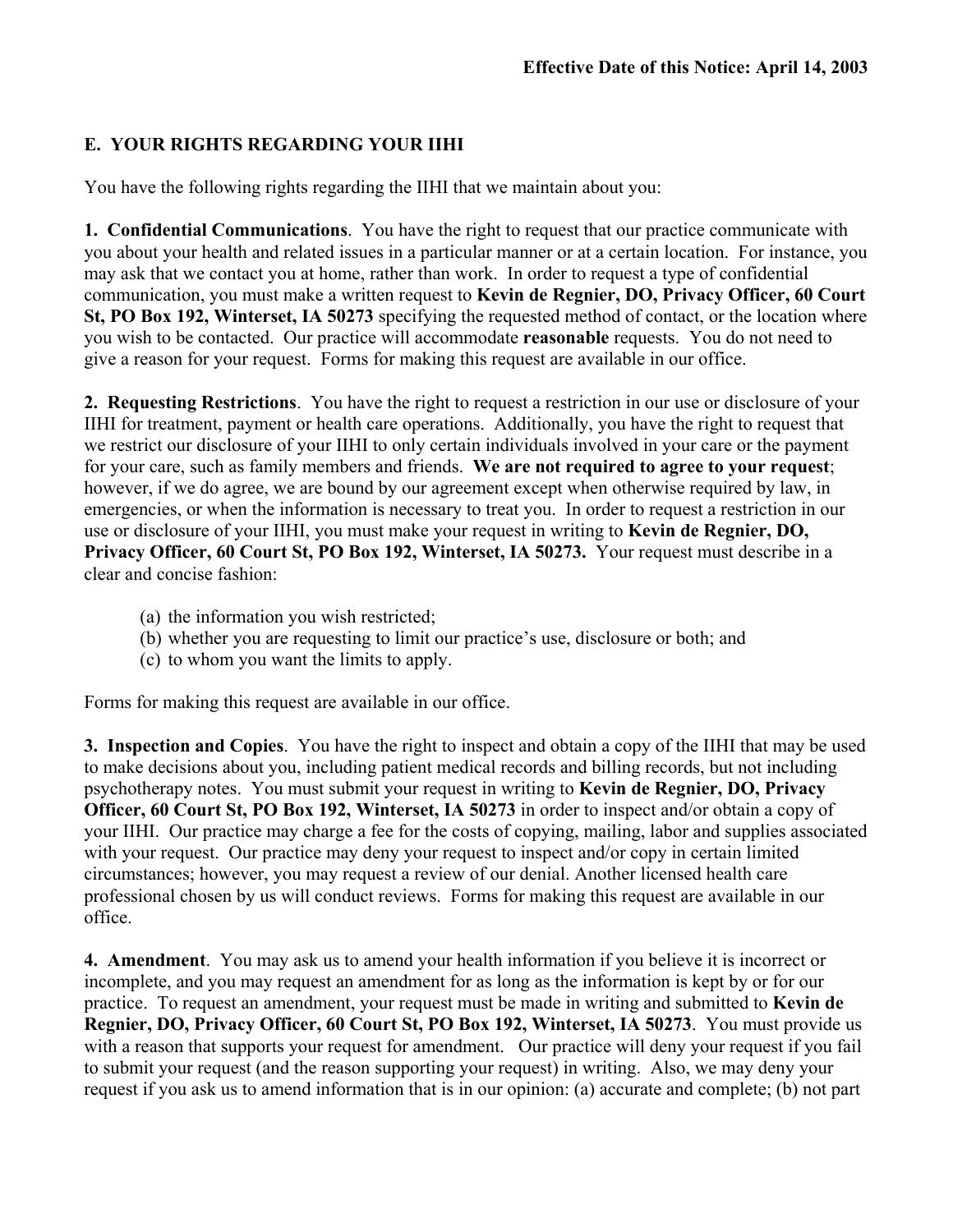**Effective Date of this Notice: April 14, 2003**

## E. YOUR RIGHTS REGARDING YOUR IIHI

You have the following rights regarding the IIHI that we maintain about you:

**1. Confidential Communications**. You have the right to request that our practice communicate with you about your health and related issues in a particular manner or at a certain location. For instance, you may ask that we contact you at home, rather than work. In order to request a type of confidential communication, you must make a written request to **Kevin de Regnier, DO, Privacy Officer, 60 Court St, PO Box 192, Winterset, IA 50273** specifying the requested method of contact, or the location where you wish to be contacted. Our practice will accommodate **reasonable** requests. You do not need to give a reason for your request. Forms for making this request are available in our office.

**2. Requesting Restrictions**. You have the right to request a restriction in our use or disclosure of your IIHI for treatment, payment or health care operations. Additionally, you have the right to request that we restrict our disclosure of your IIHI to only certain individuals involved in your care or the payment for your care, such as family members and friends. **We are not required to agree to your request**; however, if we do agree, we are bound by our agreement except when otherwise required by law, in emergencies, or when the information is necessary to treat you. In order to request a restriction in our use or disclosure of your IIHI, you must make your request in writing to **Kevin de Regnier, DO, Privacy Officer, 60 Court St, PO Box 192, Winterset, IA 50273.** Your request must describe in a clear and concise fashion:

(a) the information you wish restricted;
(b) whether you are requesting to limit our practice's use, disclosure or both; and
(c) to whom you want the limits to apply.

Forms for making this request are available in our office.

**3. Inspection and Copies**. You have the right to inspect and obtain a copy of the IIHI that may be used to make decisions about you, including patient medical records and billing records, but not including psychotherapy notes. You must submit your request in writing to **Kevin de Regnier, DO, Privacy Officer, 60 Court St, PO Box 192, Winterset, IA 50273** in order to inspect and/or obtain a copy of your IIHI. Our practice may charge a fee for the costs of copying, mailing, labor and supplies associated with your request. Our practice may deny your request to inspect and/or copy in certain limited circumstances; however, you may request a review of our denial. Another licensed health care professional chosen by us will conduct reviews. Forms for making this request are available in our office.

**4. Amendment**. You may ask us to amend your health information if you believe it is incorrect or incomplete, and you may request an amendment for as long as the information is kept by or for our practice. To request an amendment, your request must be made in writing and submitted to **Kevin de Regnier, DO, Privacy Officer, 60 Court St, PO Box 192, Winterset, IA 50273**. You must provide us with a reason that supports your request for amendment. Our practice will deny your request if you fail to submit your request (and the reason supporting your request) in writing. Also, we may deny your request if you ask us to amend information that is in our opinion: (a) accurate and complete; (b) not part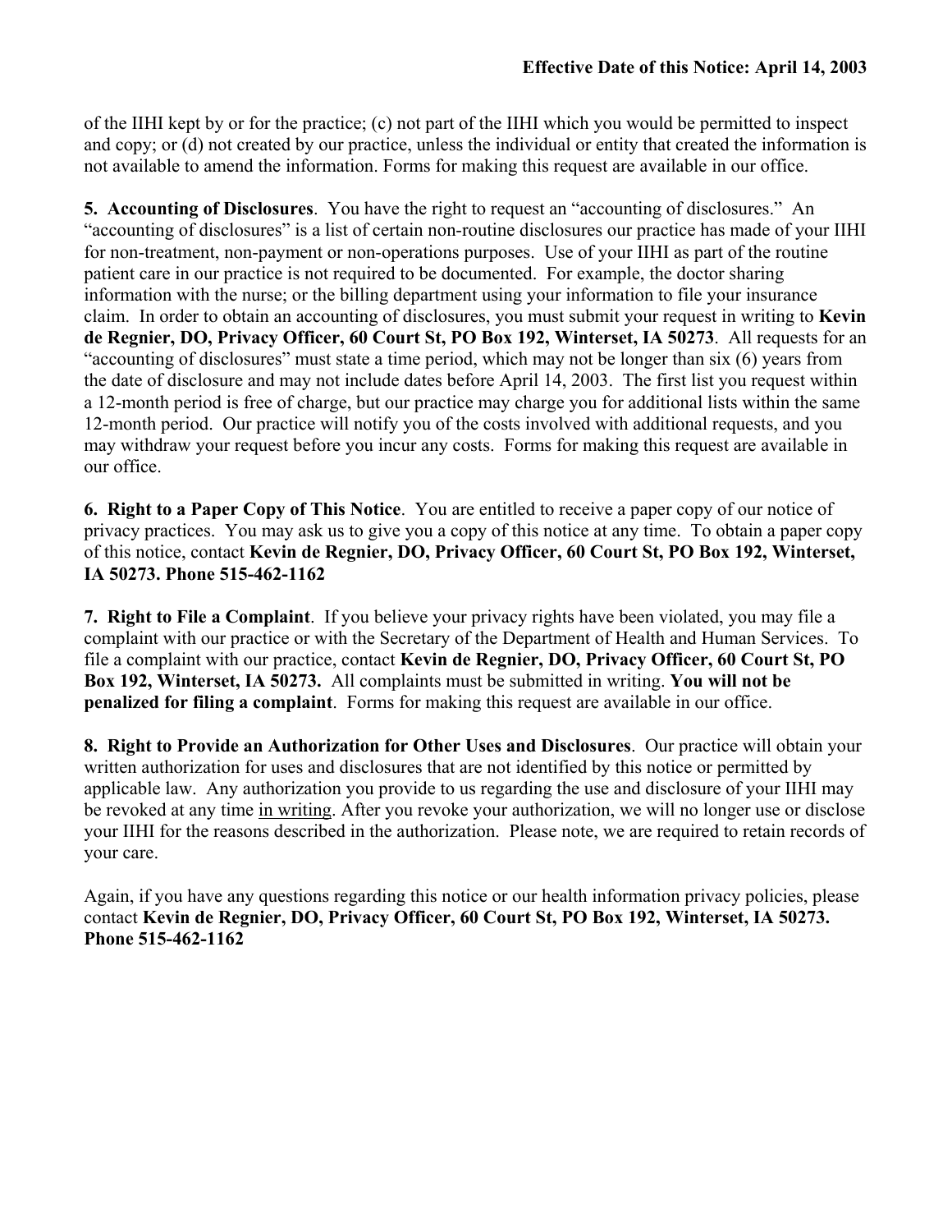of the IIHI kept by or for the practice; (c) not part of the IIHI which you would be permitted to inspect and copy; or (d) not created by our practice, unless the individual or entity that created the information is not available to amend the information. Forms for making this request are available in our office.

**5. Accounting of Disclosures**. You have the right to request an "accounting of disclosures." An "accounting of disclosures" is a list of certain non-routine disclosures our practice has made of your IIHI for non-treatment, non-payment or non-operations purposes. Use of your IIHI as part of the routine patient care in our practice is not required to be documented. For example, the doctor sharing information with the nurse; or the billing department using your information to file your insurance claim. In order to obtain an accounting of disclosures, you must submit your request in writing to **Kevin de Regnier, DO, Privacy Officer, 60 Court St, PO Box 192, Winterset, IA 50273**. All requests for an "accounting of disclosures" must state a time period, which may not be longer than six (6) years from the date of disclosure and may not include dates before April 14, 2003. The first list you request within a 12-month period is free of charge, but our practice may charge you for additional lists within the same 12-month period. Our practice will notify you of the costs involved with additional requests, and you may withdraw your request before you incur any costs. Forms for making this request are available in our office.

**6. Right to a Paper Copy of This Notice**. You are entitled to receive a paper copy of our notice of privacy practices. You may ask us to give you a copy of this notice at any time. To obtain a paper copy of this notice, contact **Kevin de Regnier, DO, Privacy Officer, 60 Court St, PO Box 192, Winterset, IA 50273. Phone 515-462-1162**

**7. Right to File a Complaint**. If you believe your privacy rights have been violated, you may file a complaint with our practice or with the Secretary of the Department of Health and Human Services. To file a complaint with our practice, contact **Kevin de Regnier, DO, Privacy Officer, 60 Court St, PO Box 192, Winterset, IA 50273.** All complaints must be submitted in writing. **You will not be penalized for filing a complaint**. Forms for making this request are available in our office.

**8. Right to Provide an Authorization for Other Uses and Disclosures**. Our practice will obtain your written authorization for uses and disclosures that are not identified by this notice or permitted by applicable law. Any authorization you provide to us regarding the use and disclosure of your IIHI may be revoked at any time in writing. After you revoke your authorization, we will no longer use or disclose your IIHI for the reasons described in the authorization. Please note, we are required to retain records of your care.

Again, if you have any questions regarding this notice or our health information privacy policies, please contact **Kevin de Regnier, DO, Privacy Officer, 60 Court St, PO Box 192, Winterset, IA 50273. Phone 515-462-1162**